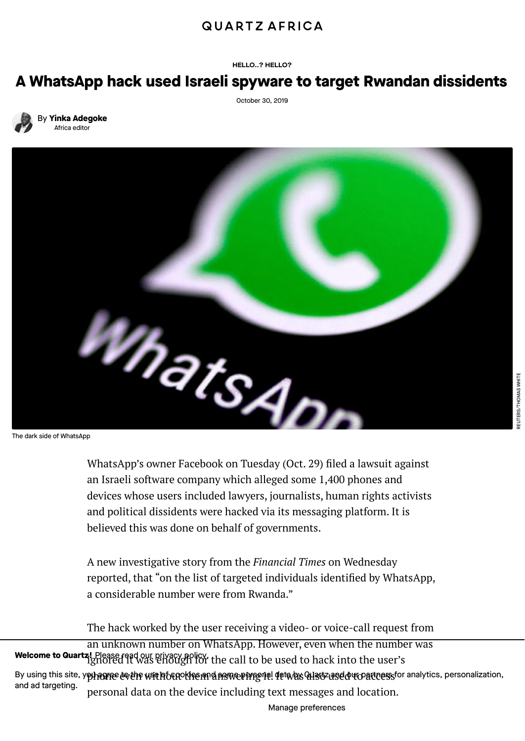HELLO..? HELLO?

# A WhatsApp hack used Israeli spyware to target Rwandan dissidents

October 30, 2019

By **Yinka Adegoke**
Africa editor

The dark side of WhatsApp

WhatsApp's owner Facebook on Tuesday (Oct. 29) filed a lawsuit against an Israeli software company which alleged some 1,400 phones and devices whose users included lawyers, journalists, human rights activists and political dissidents were hacked via its messaging platform. It is believed this was done on behalf of governments.

A new investigative story from the *Financial Times* on Wednesday reported, that "on the list of targeted individuals identified by WhatsApp, a considerable number were from Rwanda."

The hack worked by the user receiving a video- or voice-call request from an unknown number on WhatsApp. However, even when the number was ignored it was enough for the call to be used to hack into the user's phone even without them answering it. It was also used to access personal data on the device including text messages and location.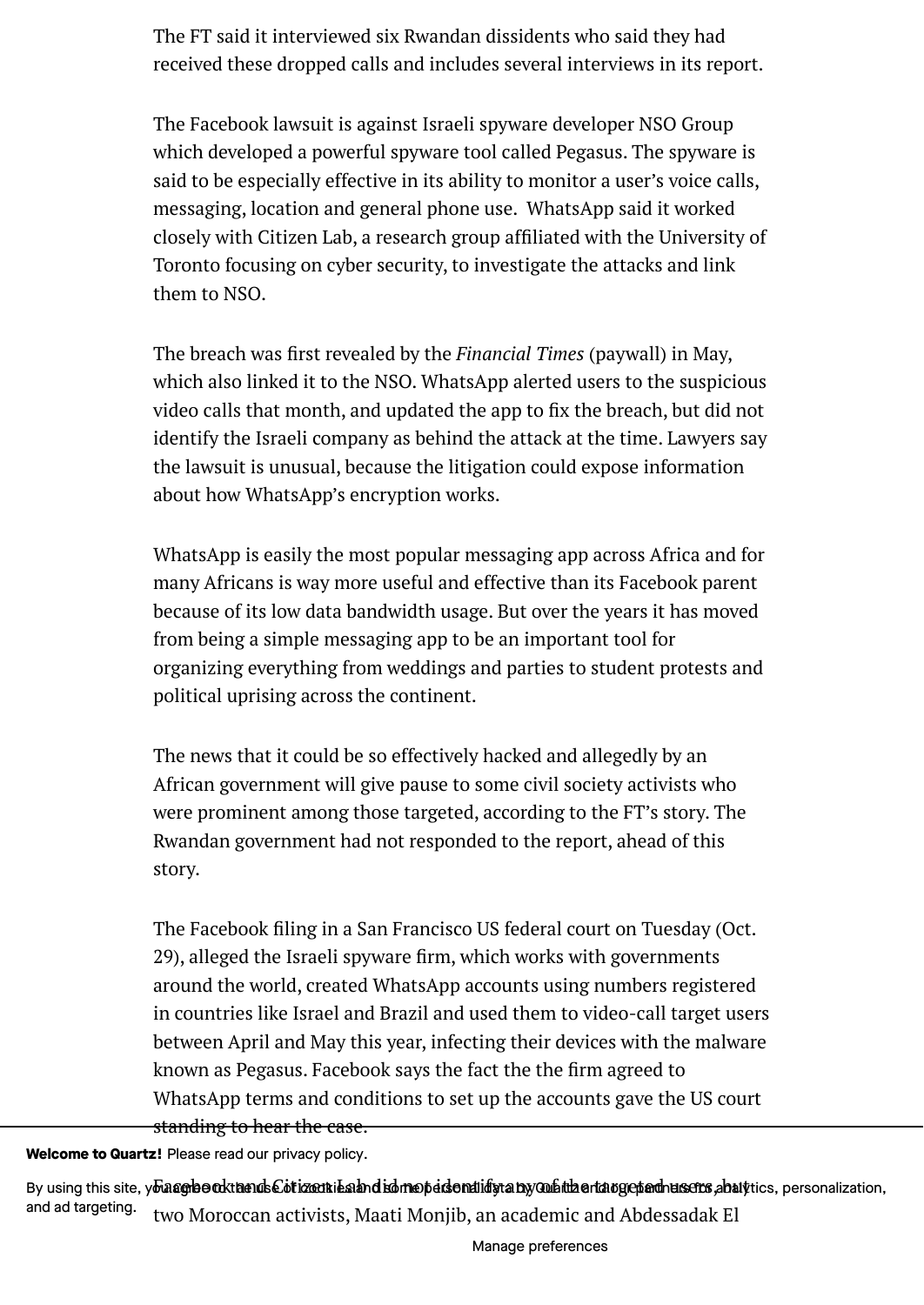The FT said it interviewed six Rwandan dissidents who said they had received these dropped calls and includes several interviews in its report.

The Facebook lawsuit is against Israeli spyware developer NSO Group which developed a powerful spyware tool called Pegasus. The spyware is said to be especially effective in its ability to monitor a user's voice calls, messaging, location and general phone use. WhatsApp said it worked closely with Citizen Lab, a research group affiliated with the University of Toronto focusing on cyber security, to investigate the attacks and link them to NSO.

The breach was first revealed by the *Financial Times* (paywall) in May, which also linked it to the NSO. WhatsApp alerted users to the suspicious video calls that month, and updated the app to fix the breach, but did not identify the Israeli company as behind the attack at the time. Lawyers say the lawsuit is unusual, because the litigation could expose information about how WhatsApp's encryption works.

WhatsApp is easily the most popular messaging app across Africa and for many Africans is way more useful and effective than its Facebook parent because of its low data bandwidth usage. But over the years it has moved from being a simple messaging app to be an important tool for organizing everything from weddings and parties to student protests and political uprising across the continent.

The news that it could be so effectively hacked and allegedly by an African government will give pause to some civil society activists who were prominent among those targeted, according to the FT's story. The Rwandan government had not responded to the report, ahead of this story.

The Facebook filing in a San Francisco US federal court on Tuesday (Oct. 29), alleged the Israeli spyware firm, which works with governments around the world, created WhatsApp accounts using numbers registered in countries like Israel and Brazil and used them to video-call target users between April and May this year, infecting their devices with the malware known as Pegasus. Facebook says the fact the the firm agreed to WhatsApp terms and conditions to set up the accounts gave the US court standing to hear the case.

Facebook and Citizen Lab did not identify any of the targeted users, but two Moroccan activists, Maati Monjib, an academic and Abdessadak El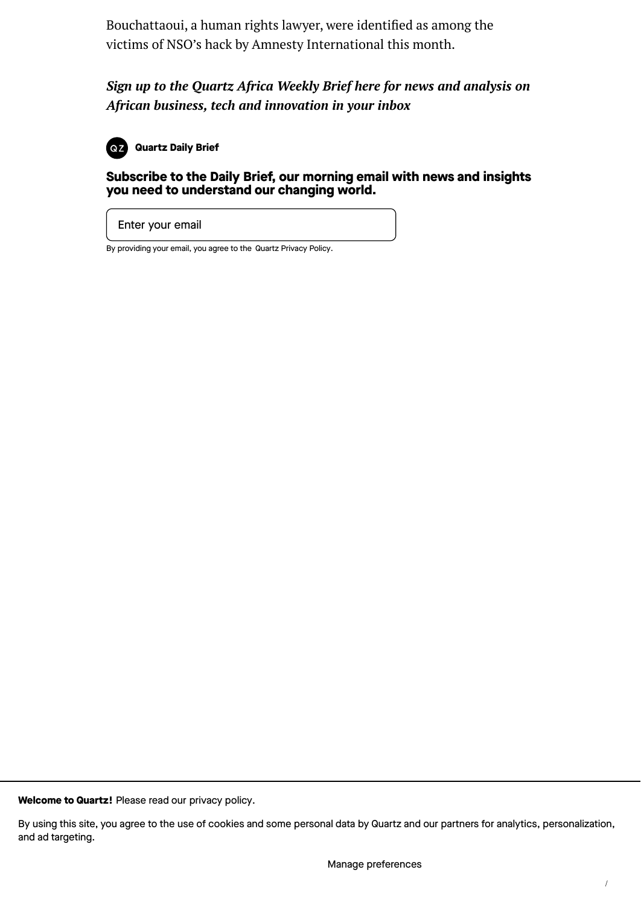Bouchattaoui, a human rights lawyer, were identified as among the victims of NSO's hack by Amnesty International this month.

***Sign up to the Quartz Africa Weekly Brief here for news and analysis on African business, tech and innovation in your inbox***

QZ **Quartz Daily Brief**

**Subscribe to the Daily Brief, our morning email with news and insights you need to understand our changing world.**

Enter your email

By providing your email, you agree to the Quartz Privacy Policy.

**Welcome to Quartz!** Please read our privacy policy.

By using this site, you agree to the use of cookies and some personal data by Quartz and our partners for analytics, personalization, and ad targeting.

Manage preferences